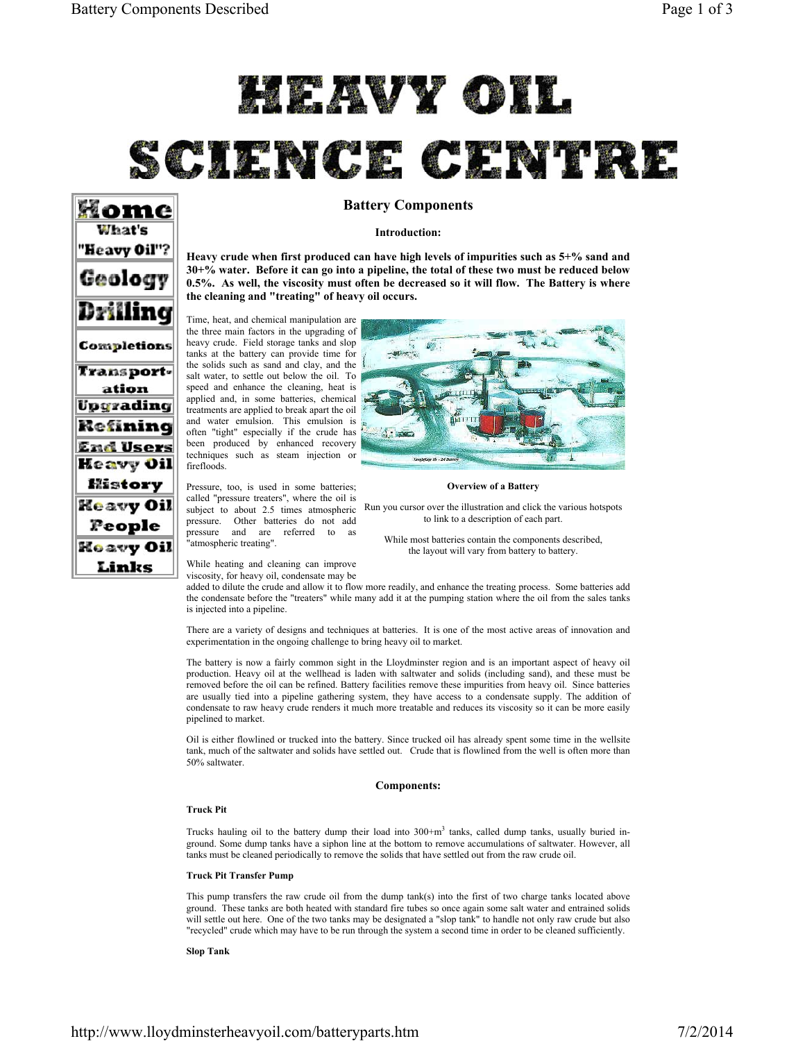# HEAVY OIL SCIENCE CENTRE

Home
What's "Heavy Oil"?
Geology
Drilling
Completions
Transportation
Upgrading
Refining
End Users
Heavy Oil History
Heavy Oil People
Heavy Oil Links

## Battery Components

### Introduction:

**Heavy crude when first produced can have high levels of impurities such as 5+% sand and 30+% water. Before it can go into a pipeline, the total of these two must be reduced below 0.5%. As well, the viscosity must often be decreased so it will flow. The Battery is where the cleaning and "treating" of heavy oil occurs.**

Time, heat, and chemical manipulation are the three main factors in the upgrading of heavy crude. Field storage tanks and slop tanks at the battery can provide time for the solids such as sand and clay, and the salt water, to settle out below the oil. To speed and enhance the cleaning, heat is applied and, in some batteries, chemical treatments are applied to break apart the oil and water emulsion. This emulsion is often "tight" especially if the crude has been produced by enhanced recovery techniques such as steam injection or firefloods.

**Overview of a Battery**

Run you cursor over the illustration and click the various hotspots to link to a description of each part.

While most batteries contain the components described, the layout will vary from battery to battery.

Pressure, too, is used in some batteries; called "pressure treaters", where the oil is subject to about 2.5 times atmospheric pressure. Other batteries do not add pressure and are referred to as "atmospheric treating".

While heating and cleaning can improve viscosity, for heavy oil, condensate may be added to dilute the crude and allow it to flow more readily, and enhance the treating process. Some batteries add the condensate before the "treaters" while many add it at the pumping station where the oil from the sales tanks is injected into a pipeline.

There are a variety of designs and techniques at batteries. It is one of the most active areas of innovation and experimentation in the ongoing challenge to bring heavy oil to market.

The battery is now a fairly common sight in the Lloydminster region and is an important aspect of heavy oil production. Heavy oil at the wellhead is laden with saltwater and solids (including sand), and these must be removed before the oil can be refined. Battery facilities remove these impurities from heavy oil. Since batteries are usually tied into a pipeline gathering system, they have access to a condensate supply. The addition of condensate to raw heavy crude renders it much more treatable and reduces its viscosity so it can be more easily pipelined to market.

Oil is either flowlined or trucked into the battery. Since trucked oil has already spent some time in the wellsite tank, much of the saltwater and solids have settled out. Crude that is flowlined from the well is often more than 50% saltwater.

### Components:

#### Truck Pit

Trucks hauling oil to the battery dump their load into 300+$m^3$ tanks, called dump tanks, usually buried in-ground. Some dump tanks have a siphon line at the bottom to remove accumulations of saltwater. However, all tanks must be cleaned periodically to remove the solids that have settled out from the raw crude oil.

#### Truck Pit Transfer Pump

This pump transfers the raw crude oil from the dump tank(s) into the first of two charge tanks located above ground. These tanks are both heated with standard fire tubes so once again some salt water and entrained solids will settle out here. One of the two tanks may be designated a "slop tank" to handle not only raw crude but also "recycled" crude which may have to be run through the system a second time in order to be cleaned sufficiently.

#### Slop Tank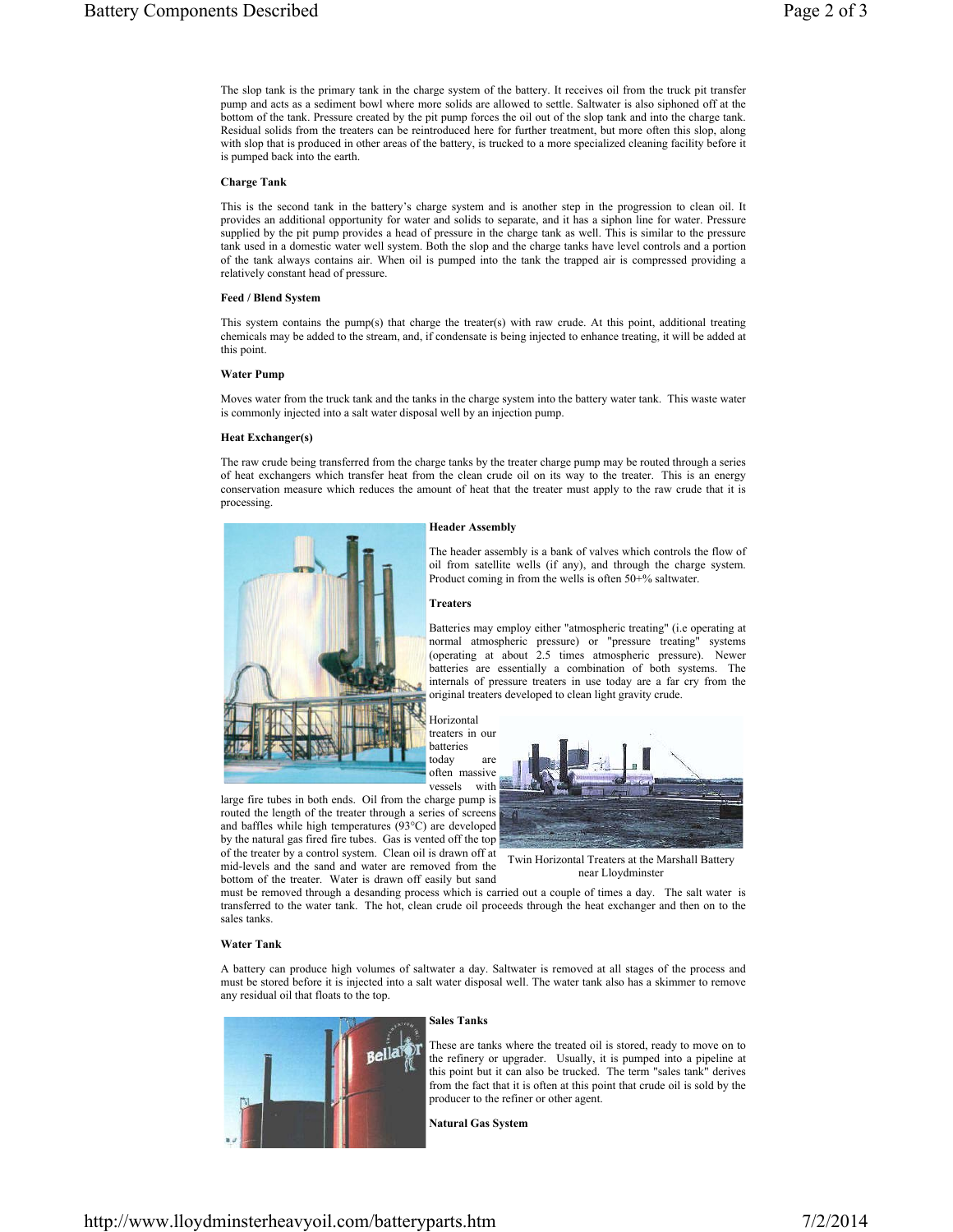The slop tank is the primary tank in the charge system of the battery. It receives oil from the truck pit transfer pump and acts as a sediment bowl where more solids are allowed to settle. Saltwater is also siphoned off at the bottom of the tank. Pressure created by the pit pump forces the oil out of the slop tank and into the charge tank. Residual solids from the treaters can be reintroduced here for further treatment, but more often this slop, along with slop that is produced in other areas of the battery, is trucked to a more specialized cleaning facility before it is pumped back into the earth.

**Charge Tank**

This is the second tank in the battery's charge system and is another step in the progression to clean oil. It provides an additional opportunity for water and solids to separate, and it has a siphon line for water. Pressure supplied by the pit pump provides a head of pressure in the charge tank as well. This is similar to the pressure tank used in a domestic water well system. Both the slop and the charge tanks have level controls and a portion of the tank always contains air. When oil is pumped into the tank the trapped air is compressed providing a relatively constant head of pressure.

**Feed / Blend System**

This system contains the pump(s) that charge the treater(s) with raw crude. At this point, additional treating chemicals may be added to the stream, and, if condensate is being injected to enhance treating, it will be added at this point.

**Water Pump**

Moves water from the truck tank and the tanks in the charge system into the battery water tank. This waste water is commonly injected into a salt water disposal well by an injection pump.

**Heat Exchanger(s)**

The raw crude being transferred from the charge tanks by the treater charge pump may be routed through a series of heat exchangers which transfer heat from the clean crude oil on its way to the treater. This is an energy conservation measure which reduces the amount of heat that the treater must apply to the raw crude that it is processing.

**Header Assembly**

The header assembly is a bank of valves which controls the flow of oil from satellite wells (if any), and through the charge system. Product coming in from the wells is often 50+% saltwater.

**Treaters**

Batteries may employ either "atmospheric treating" (i.e operating at normal atmospheric pressure) or "pressure treating" systems (operating at about 2.5 times atmospheric pressure). Newer batteries are essentially a combination of both systems. The internals of pressure treaters in use today are a far cry from the original treaters developed to clean light gravity crude.

Horizontal treaters in our batteries today are often massive vessels with large fire tubes in both ends. Oil from the charge pump is routed the length of the treater through a series of screens and baffles while high temperatures (93°C) are developed by the natural gas fired fire tubes. Gas is vented off the top of the treater by a control system. Clean oil is drawn off at mid-levels and the sand and water are removed from the bottom of the treater. Water is drawn off easily but sand must be removed through a desanding process which is carried out a couple of times a day. The salt water is transferred to the water tank. The hot, clean crude oil proceeds through the heat exchanger and then on to the sales tanks.

Twin Horizontal Treaters at the Marshall Battery near Lloydminster

**Water Tank**

A battery can produce high volumes of saltwater a day. Saltwater is removed at all stages of the process and must be stored before it is injected into a salt water disposal well. The water tank also has a skimmer to remove any residual oil that floats to the top.

**Sales Tanks**

These are tanks where the treated oil is stored, ready to move on to the refinery or upgrader. Usually, it is pumped into a pipeline at this point but it can also be trucked. The term "sales tank" derives from the fact that it is often at this point that crude oil is sold by the producer to the refiner or other agent.

**Natural Gas System**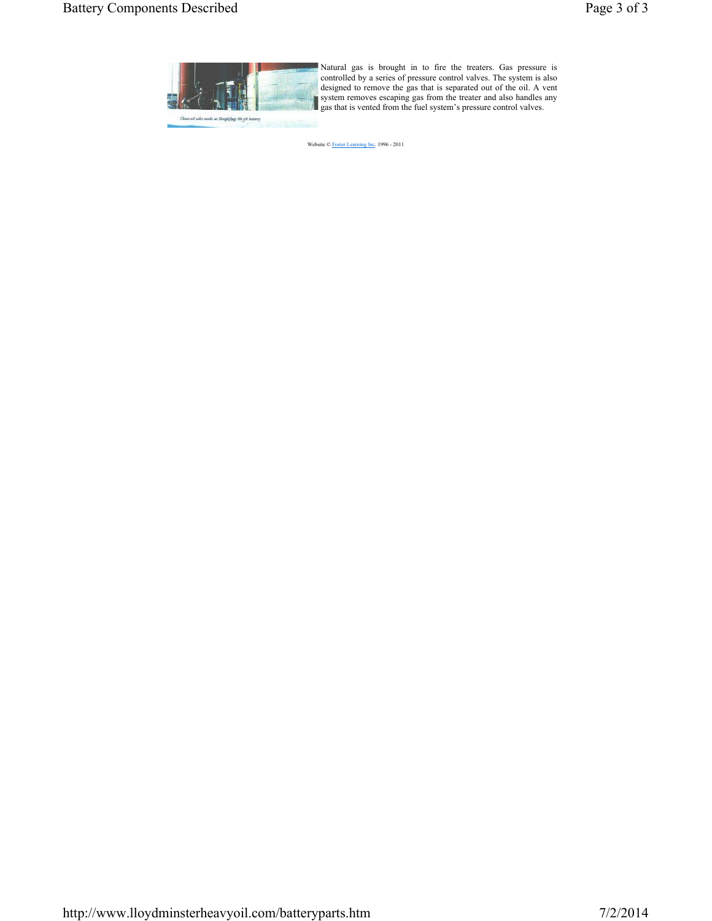Clean oil sales tanks at Tangleflags 06-26 battery

Natural gas is brought in to fire the treaters. Gas pressure is controlled by a series of pressure control valves. The system is also designed to remove the gas that is separated out of the oil. A vent system removes escaping gas from the treater and also handles any gas that is vented from the fuel system's pressure control valves.

Website © Foster Learning Inc. 1996 - 2011